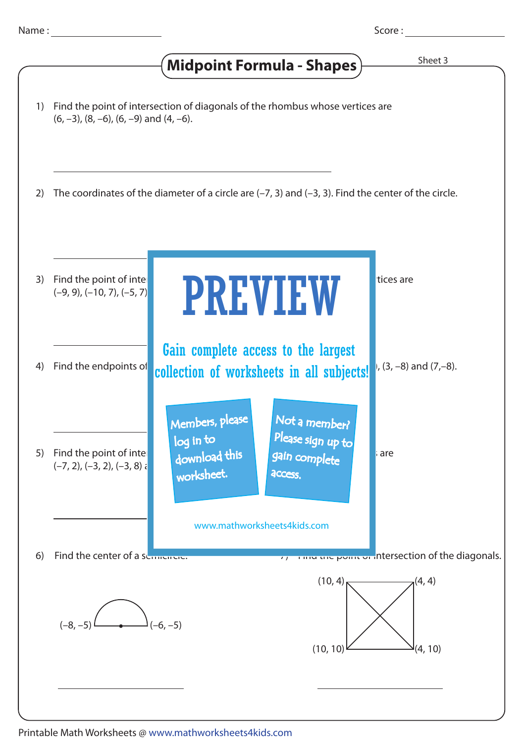Name : ____________________ Score : ____________________

# Midpoint Formula - Shapes

Sheet 3

1) Find the point of intersection of diagonals of the rhombus whose vertices are (6, –3), (8, –6), (6, –9) and (4, –6).

______________________________

2) The coordinates of the diameter of a circle are (–7, 3) and (–3, 3). Find the center of the circle.

______________________________

3) Find the point of inte tices are (–9, 9), (–10, 7), (–5, 7)

______________________________

4) Find the endpoints of , (3, –8) and (7,–8).

______________________________

5) Find the point of inte are (–7, 2), (–3, 2), (–3, 8)

______________________________

PREVIEW

Gain complete access to the largest collection of worksheets in all subjects!

Members, please log in to download this worksheet.

Not a member? Please sign up to gain complete access.

www.mathworksheets4kids.com

6) Find the center of a semicircle.

(–8, –5) (–6, –5)

______________________________

7) Find the point of intersection of the diagonals.

(10, 4) (4, 4) (10, 10) (4, 10)

______________________________

Printable Math Worksheets @ www.mathworksheets4kids.com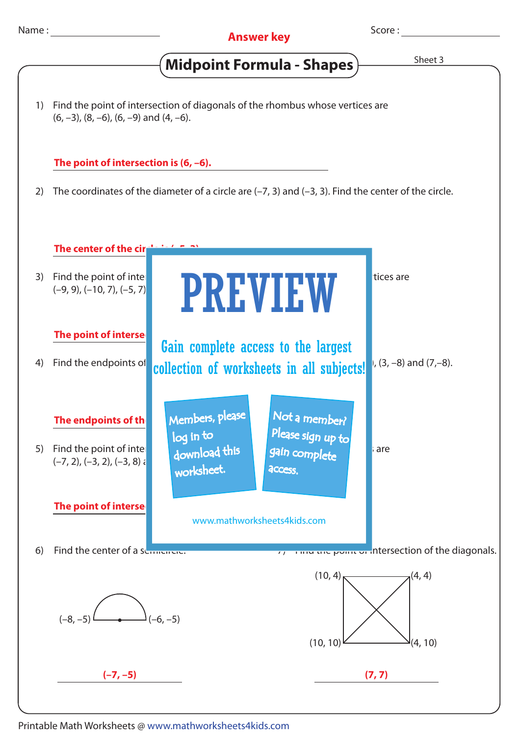Name : ____________________ **Answer key** Score : ____________________

# Midpoint Formula - Shapes

Sheet 3

1) Find the point of intersection of diagonals of the rhombus whose vertices are (6, –3), (8, –6), (6, –9) and (4, –6).

**The point of intersection is (6, –6).**

2) The coordinates of the diameter of a circle are (–7, 3) and (–3, 3). Find the center of the circle.

**The center of the cir**

3) Find the point of inte tices are (–9, 9), (–10, 7), (–5, 7)

**The point of interse**

4) Find the endpoints of , (3, –8) and (7,–8).

**The endpoints of th**

5) Find the point of inte are (–7, 2), (–3, 2), (–3, 8)

**The point of interse**

PREVIEW

Gain complete access to the largest collection of worksheets in all subjects!

Members, please log in to download this worksheet.

Not a member? Please sign up to gain complete access.

www.mathworksheets4kids.com

6) Find the center of a semicircle.

(–8, –5) (–6, –5)

**(–7, –5)**

7) Find the point of intersection of the diagonals.

(10, 4) (4, 4)

(10, 10) (4, 10)

**(7, 7)**

Printable Math Worksheets @ www.mathworksheets4kids.com